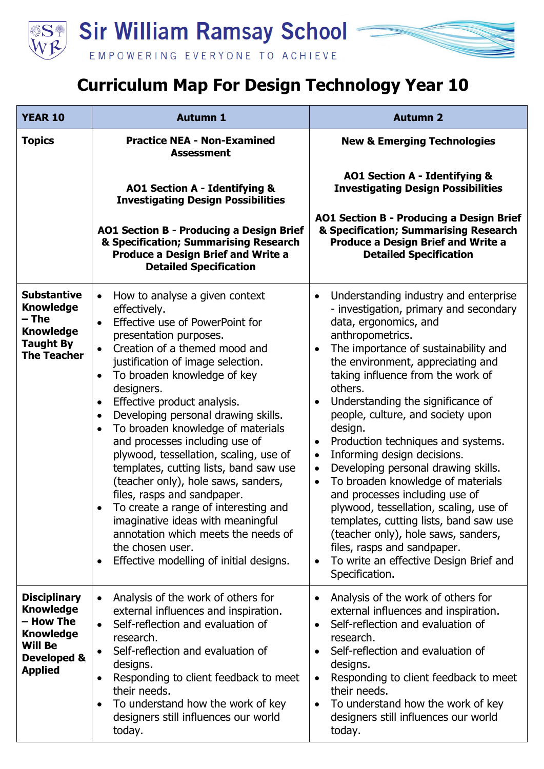# Sir William Ramsay School

EMPOWERING EVERYONE TO ACHIEVE

## Curriculum Map For Design Technology Year 10

| YEAR 10 | Autumn 1 | Autumn 2 |
|---|---|---|
| **Topics** | **Practice NEA - Non-Examined Assessment**<br><br>**AO1 Section A - Identifying & Investigating Design Possibilities**<br><br>**AO1 Section B - Producing a Design Brief & Specification; Summarising Research Produce a Design Brief and Write a Detailed Specification** | **New & Emerging Technologies**<br><br>**AO1 Section A - Identifying & Investigating Design Possibilities**<br><br>**AO1 Section B - Producing a Design Brief & Specification; Summarising Research Produce a Design Brief and Write a Detailed Specification** |
| **Substantive Knowledge – The Knowledge Taught By The Teacher** | • How to analyse a given context effectively.<br>• Effective use of PowerPoint for presentation purposes.<br>• Creation of a themed mood and justification of image selection.<br>• To broaden knowledge of key designers.<br>• Effective product analysis.<br>• Developing personal drawing skills.<br>• To broaden knowledge of materials and processes including use of plywood, tessellation, scaling, use of templates, cutting lists, band saw use (teacher only), hole saws, sanders, files, rasps and sandpaper.<br>• To create a range of interesting and imaginative ideas with meaningful annotation which meets the needs of the chosen user.<br>• Effective modelling of initial designs. | • Understanding industry and enterprise - investigation, primary and secondary data, ergonomics, and anthropometrics.<br>• The importance of sustainability and the environment, appreciating and taking influence from the work of others.<br>• Understanding the significance of people, culture, and society upon design.<br>• Production techniques and systems.<br>• Informing design decisions.<br>• Developing personal drawing skills.<br>• To broaden knowledge of materials and processes including use of plywood, tessellation, scaling, use of templates, cutting lists, band saw use (teacher only), hole saws, sanders, files, rasps and sandpaper.<br>• To write an effective Design Brief and Specification. |
| **Disciplinary Knowledge – How The Knowledge Will Be Developed & Applied** | • Analysis of the work of others for external influences and inspiration.<br>• Self-reflection and evaluation of research.<br>• Self-reflection and evaluation of designs.<br>• Responding to client feedback to meet their needs.<br>• To understand how the work of key designers still influences our world today. | • Analysis of the work of others for external influences and inspiration.<br>• Self-reflection and evaluation of research.<br>• Self-reflection and evaluation of designs.<br>• Responding to client feedback to meet their needs.<br>• To understand how the work of key designers still influences our world today. |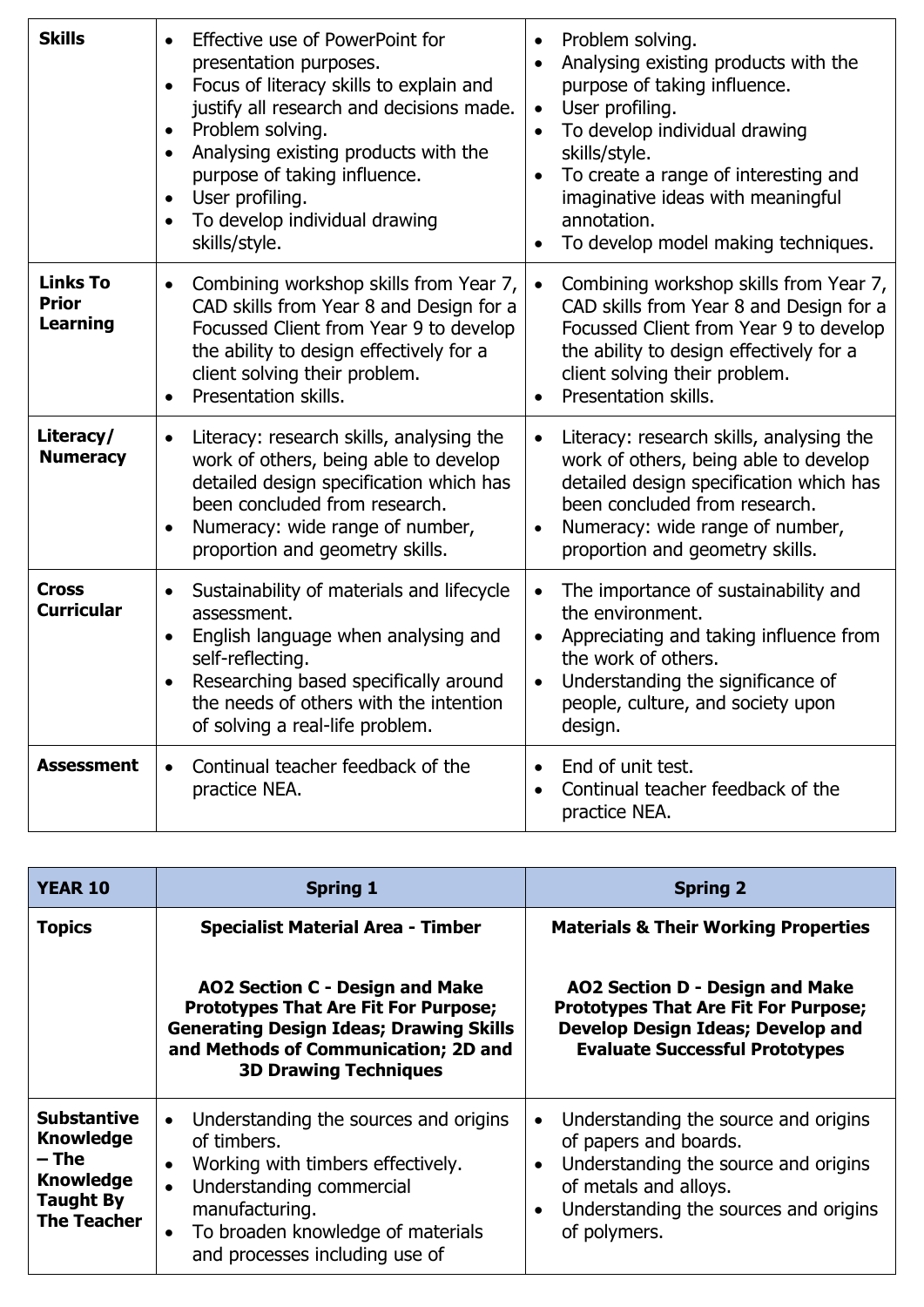| | | |
|---|---|---|
| **Skills** | • Effective use of PowerPoint for presentation purposes.<br>• Focus of literacy skills to explain and justify all research and decisions made.<br>• Problem solving.<br>• Analysing existing products with the purpose of taking influence.<br>• User profiling.<br>• To develop individual drawing skills/style. | • Problem solving.<br>• Analysing existing products with the purpose of taking influence.<br>• User profiling.<br>• To develop individual drawing skills/style.<br>• To create a range of interesting and imaginative ideas with meaningful annotation.<br>• To develop model making techniques. |
| **Links To Prior Learning** | • Combining workshop skills from Year 7, CAD skills from Year 8 and Design for a Focussed Client from Year 9 to develop the ability to design effectively for a client solving their problem.<br>• Presentation skills. | • Combining workshop skills from Year 7, CAD skills from Year 8 and Design for a Focussed Client from Year 9 to develop the ability to design effectively for a client solving their problem.<br>• Presentation skills. |
| **Literacy/ Numeracy** | • Literacy: research skills, analysing the work of others, being able to develop detailed design specification which has been concluded from research.<br>• Numeracy: wide range of number, proportion and geometry skills. | • Literacy: research skills, analysing the work of others, being able to develop detailed design specification which has been concluded from research.<br>• Numeracy: wide range of number, proportion and geometry skills. |
| **Cross Curricular** | • Sustainability of materials and lifecycle assessment.<br>• English language when analysing and self-reflecting.<br>• Researching based specifically around the needs of others with the intention of solving a real-life problem. | • The importance of sustainability and the environment.<br>• Appreciating and taking influence from the work of others.<br>• Understanding the significance of people, culture, and society upon design. |
| **Assessment** | • Continual teacher feedback of the practice NEA. | • End of unit test.<br>• Continual teacher feedback of the practice NEA. |

| **YEAR 10** | **Spring 1** | **Spring 2** |
|---|---|---|
| **Topics** | **Specialist Material Area - Timber**<br><br>**AO2 Section C - Design and Make Prototypes That Are Fit For Purpose; Generating Design Ideas; Drawing Skills and Methods of Communication; 2D and 3D Drawing Techniques** | **Materials & Their Working Properties**<br><br>**AO2 Section D - Design and Make Prototypes That Are Fit For Purpose; Develop Design Ideas; Develop and Evaluate Successful Prototypes** |
| **Substantive Knowledge – The Knowledge Taught By The Teacher** | • Understanding the sources and origins of timbers.<br>• Working with timbers effectively.<br>• Understanding commercial manufacturing.<br>• To broaden knowledge of materials and processes including use of | • Understanding the source and origins of papers and boards.<br>• Understanding the source and origins of metals and alloys.<br>• Understanding the sources and origins of polymers. |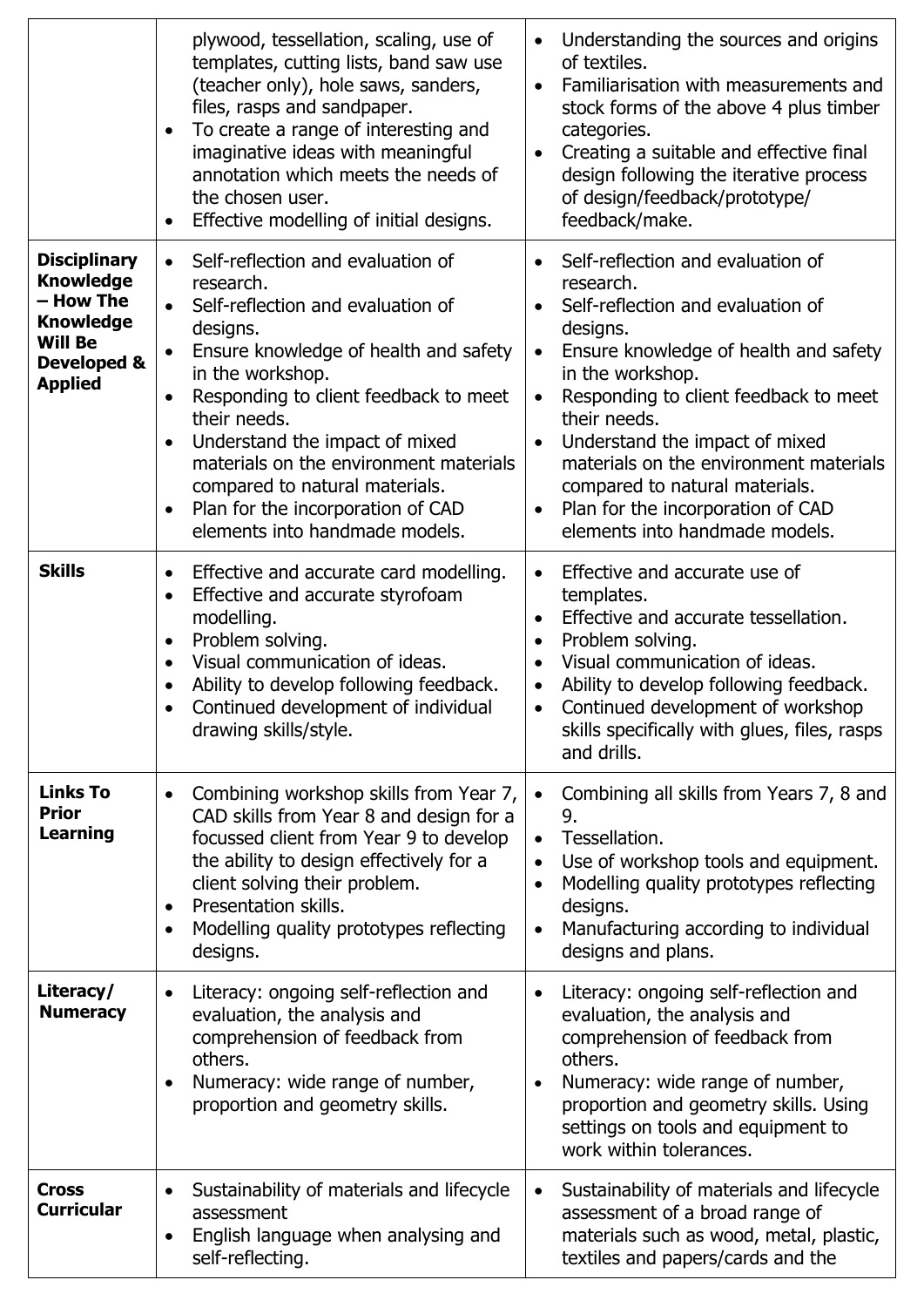| | | |
|---|---|---|
| | <ul><li>plywood, tessellation, scaling, use of templates, cutting lists, band saw use (teacher only), hole saws, sanders, files, rasps and sandpaper.</li><li>To create a range of interesting and imaginative ideas with meaningful annotation which meets the needs of the chosen user.</li><li>Effective modelling of initial designs.</li></ul> | <ul><li>Understanding the sources and origins of textiles.</li><li>Familiarisation with measurements and stock forms of the above 4 plus timber categories.</li><li>Creating a suitable and effective final design following the iterative process of design/feedback/prototype/ feedback/make.</li></ul> |
| **Disciplinary Knowledge – How The Knowledge Will Be Developed & Applied** | <ul><li>Self-reflection and evaluation of research.</li><li>Self-reflection and evaluation of designs.</li><li>Ensure knowledge of health and safety in the workshop.</li><li>Responding to client feedback to meet their needs.</li><li>Understand the impact of mixed materials on the environment materials compared to natural materials.</li><li>Plan for the incorporation of CAD elements into handmade models.</li></ul> | <ul><li>Self-reflection and evaluation of research.</li><li>Self-reflection and evaluation of designs.</li><li>Ensure knowledge of health and safety in the workshop.</li><li>Responding to client feedback to meet their needs.</li><li>Understand the impact of mixed materials on the environment materials compared to natural materials.</li><li>Plan for the incorporation of CAD elements into handmade models.</li></ul> |
| **Skills** | <ul><li>Effective and accurate card modelling.</li><li>Effective and accurate styrofoam modelling.</li><li>Problem solving.</li><li>Visual communication of ideas.</li><li>Ability to develop following feedback.</li><li>Continued development of individual drawing skills/style.</li></ul> | <ul><li>Effective and accurate use of templates.</li><li>Effective and accurate tessellation.</li><li>Problem solving.</li><li>Visual communication of ideas.</li><li>Ability to develop following feedback.</li><li>Continued development of workshop skills specifically with glues, files, rasps and drills.</li></ul> |
| **Links To Prior Learning** | <ul><li>Combining workshop skills from Year 7, CAD skills from Year 8 and design for a focussed client from Year 9 to develop the ability to design effectively for a client solving their problem.</li><li>Presentation skills.</li><li>Modelling quality prototypes reflecting designs.</li></ul> | <ul><li>Combining all skills from Years 7, 8 and 9.</li><li>Tessellation.</li><li>Use of workshop tools and equipment.</li><li>Modelling quality prototypes reflecting designs.</li><li>Manufacturing according to individual designs and plans.</li></ul> |
| **Literacy/ Numeracy** | <ul><li>Literacy: ongoing self-reflection and evaluation, the analysis and comprehension of feedback from others.</li><li>Numeracy: wide range of number, proportion and geometry skills.</li></ul> | <ul><li>Literacy: ongoing self-reflection and evaluation, the analysis and comprehension of feedback from others.</li><li>Numeracy: wide range of number, proportion and geometry skills. Using settings on tools and equipment to work within tolerances.</li></ul> |
| **Cross Curricular** | <ul><li>Sustainability of materials and lifecycle assessment</li><li>English language when analysing and self-reflecting.</li></ul> | <ul><li>Sustainability of materials and lifecycle assessment of a broad range of materials such as wood, metal, plastic, textiles and papers/cards and the</li></ul> |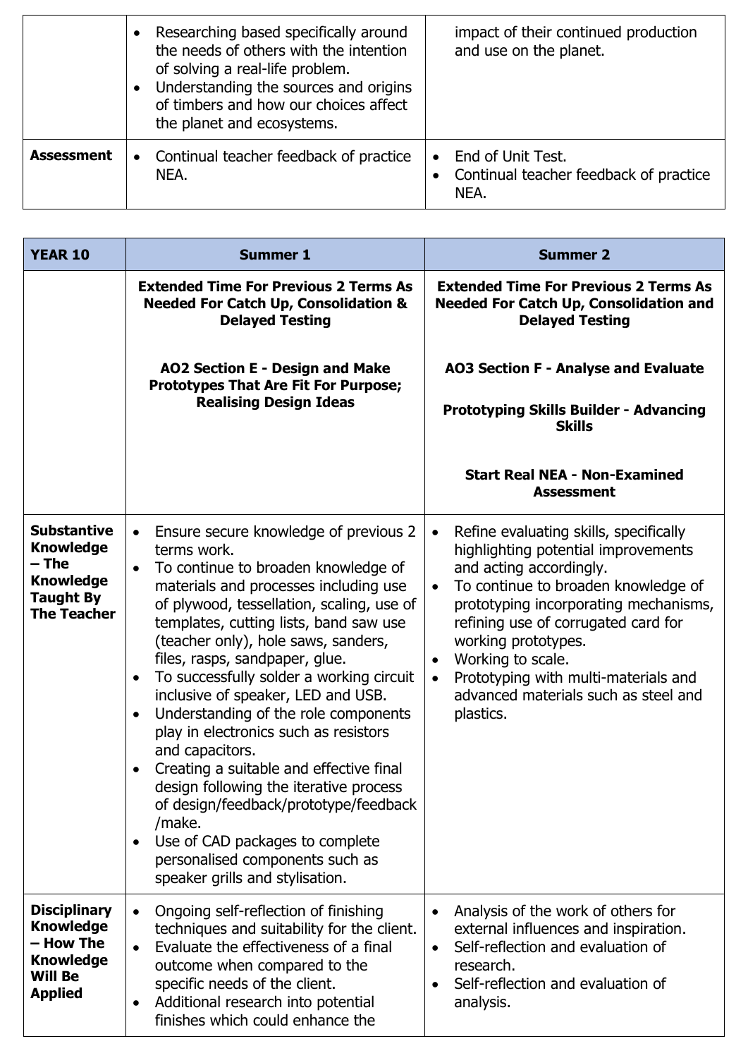| | | |
|---|---|---|
| | • Researching based specifically around the needs of others with the intention of solving a real-life problem.<br>• Understanding the sources and origins of timbers and how our choices affect the planet and ecosystems. | impact of their continued production and use on the planet. |
| **Assessment** | • Continual teacher feedback of practice NEA. | • End of Unit Test.<br>• Continual teacher feedback of practice NEA. |

| **YEAR 10** | **Summer 1** | **Summer 2** |
|---|---|---|
| | **Extended Time For Previous 2 Terms As Needed For Catch Up, Consolidation & Delayed Testing**<br><br>**AO2 Section E - Design and Make Prototypes That Are Fit For Purpose; Realising Design Ideas** | **Extended Time For Previous 2 Terms As Needed For Catch Up, Consolidation and Delayed Testing**<br><br>**AO3 Section F - Analyse and Evaluate**<br><br>**Prototyping Skills Builder - Advancing Skills**<br><br>**Start Real NEA - Non-Examined Assessment** |
| **Substantive Knowledge – The Knowledge Taught By The Teacher** | • Ensure secure knowledge of previous 2 terms work.<br>• To continue to broaden knowledge of materials and processes including use of plywood, tessellation, scaling, use of templates, cutting lists, band saw use (teacher only), hole saws, sanders, files, rasps, sandpaper, glue.<br>• To successfully solder a working circuit inclusive of speaker, LED and USB.<br>• Understanding of the role components play in electronics such as resistors and capacitors.<br>• Creating a suitable and effective final design following the iterative process of design/feedback/prototype/feedback /make.<br>• Use of CAD packages to complete personalised components such as speaker grills and stylisation. | • Refine evaluating skills, specifically highlighting potential improvements and acting accordingly.<br>• To continue to broaden knowledge of prototyping incorporating mechanisms, refining use of corrugated card for working prototypes.<br>• Working to scale.<br>• Prototyping with multi-materials and advanced materials such as steel and plastics. |
| **Disciplinary Knowledge – How The Knowledge Will Be Applied** | • Ongoing self-reflection of finishing techniques and suitability for the client.<br>• Evaluate the effectiveness of a final outcome when compared to the specific needs of the client.<br>• Additional research into potential finishes which could enhance the | • Analysis of the work of others for external influences and inspiration.<br>• Self-reflection and evaluation of research.<br>• Self-reflection and evaluation of analysis. |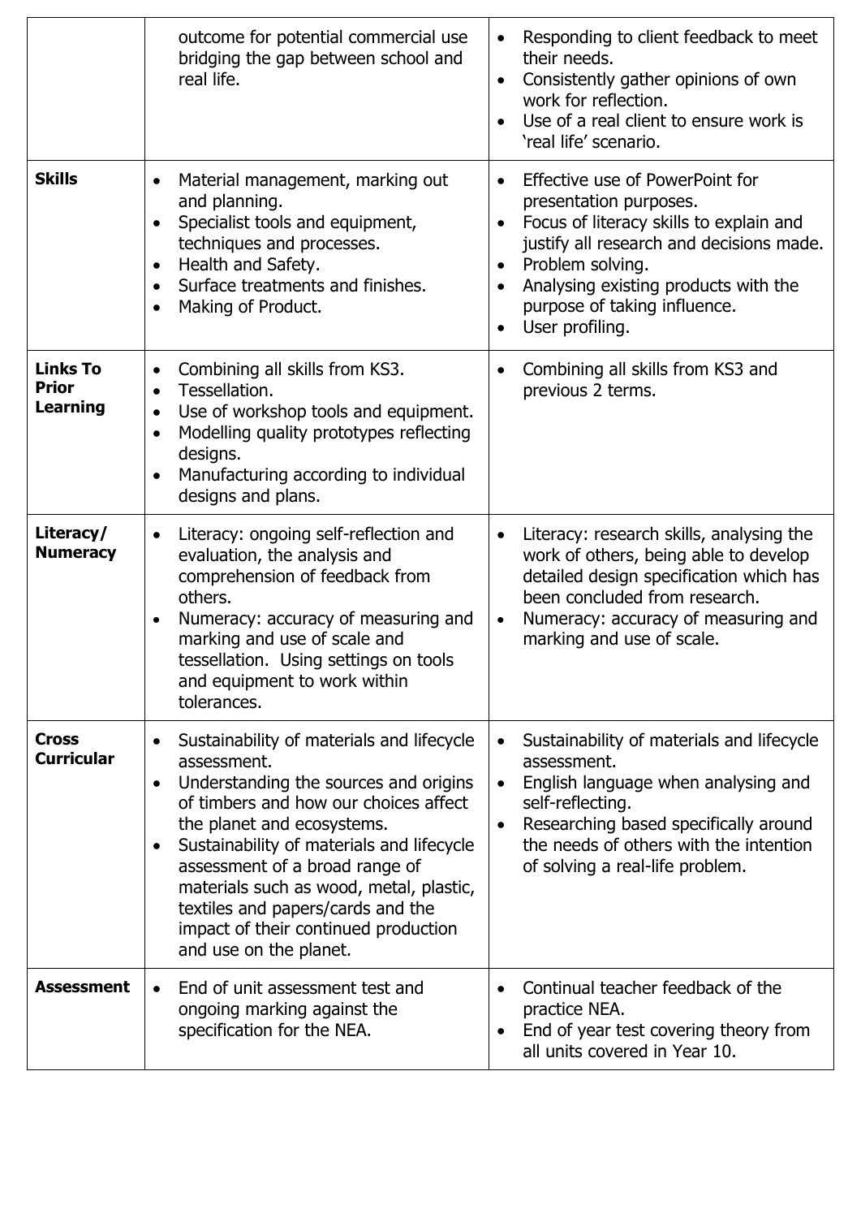| | | |
|---|---|---|
| | outcome for potential commercial use bridging the gap between school and real life. | • Responding to client feedback to meet their needs.<br>• Consistently gather opinions of own work for reflection.<br>• Use of a real client to ensure work is 'real life' scenario. |
| **Skills** | • Material management, marking out and planning.<br>• Specialist tools and equipment, techniques and processes.<br>• Health and Safety.<br>• Surface treatments and finishes.<br>• Making of Product. | • Effective use of PowerPoint for presentation purposes.<br>• Focus of literacy skills to explain and justify all research and decisions made.<br>• Problem solving.<br>• Analysing existing products with the purpose of taking influence.<br>• User profiling. |
| **Links To Prior Learning** | • Combining all skills from KS3.<br>• Tessellation.<br>• Use of workshop tools and equipment.<br>• Modelling quality prototypes reflecting designs.<br>• Manufacturing according to individual designs and plans. | • Combining all skills from KS3 and previous 2 terms. |
| **Literacy/ Numeracy** | • Literacy: ongoing self-reflection and evaluation, the analysis and comprehension of feedback from others.<br>• Numeracy: accuracy of measuring and marking and use of scale and tessellation. Using settings on tools and equipment to work within tolerances. | • Literacy: research skills, analysing the work of others, being able to develop detailed design specification which has been concluded from research.<br>• Numeracy: accuracy of measuring and marking and use of scale. |
| **Cross Curricular** | • Sustainability of materials and lifecycle assessment.<br>• Understanding the sources and origins of timbers and how our choices affect the planet and ecosystems.<br>• Sustainability of materials and lifecycle assessment of a broad range of materials such as wood, metal, plastic, textiles and papers/cards and the impact of their continued production and use on the planet. | • Sustainability of materials and lifecycle assessment.<br>• English language when analysing and self-reflecting.<br>• Researching based specifically around the needs of others with the intention of solving a real-life problem. |
| **Assessment** | • End of unit assessment test and ongoing marking against the specification for the NEA. | • Continual teacher feedback of the practice NEA.<br>• End of year test covering theory from all units covered in Year 10. |